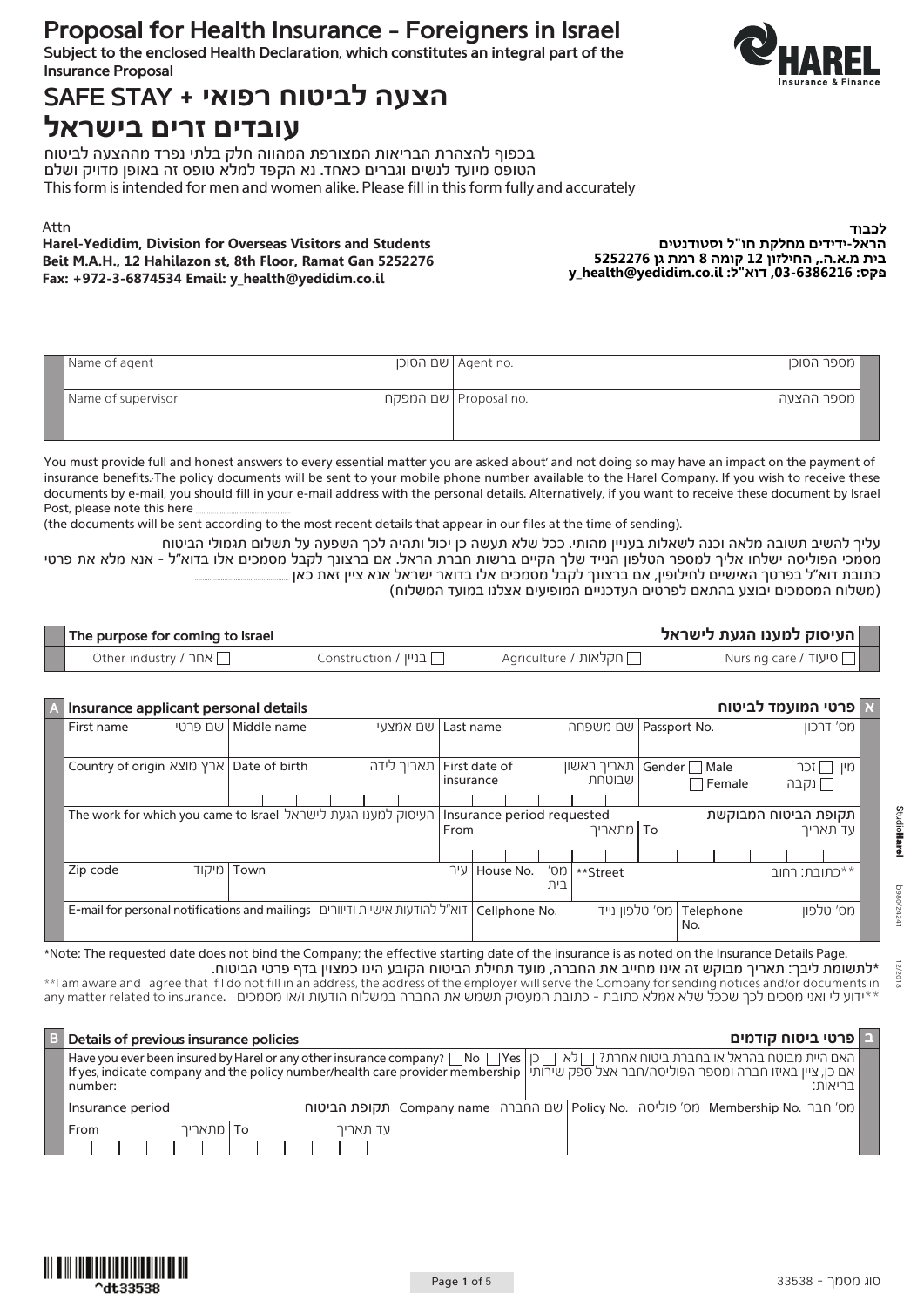# Proposal for Health Insurance - Foreigners in Israel

Subject to the enclosed Health Declaration, which constitutes an integral part of the Insurance Proposal

# הצעה לביטוח רפואי + SAFE STAY
# עובדים זרים בישראל

בכפוף להצהרת הבריאות המצורפת המהווה חלק בלתי נפרד מההצעה לביטוח

הטופס מיועד לנשים וגברים כאחד. נא הקפד למלא טופס זה באופן מדויק ושלם

This form is intended for men and women alike. Please fill in this form fully and accurately

Attn
**Harel-Yedidim, Division for Overseas Visitors and Students**
**Beit M.A.H., 12 Hahilazon st, 8th Floor, Ramat Gan 5252276**
**Fax: +972-3-6874534 Email: y_health@yedidim.co.il**

**לכבוד**
**הראל-ידידים מחלקת חו"ל וסטודנטים**
**בית מ.א.ה., החילזון 12 קומה 8 רמת גן 5252276**
**פקס: 03-6386216, דוא"ל: y_health@yedidim.co.il**

| | |
|---|---|
| Name of agent / שם הסוכן | Agent no. / מספר הסוכן |
| Name of supervisor / שם המפקח | Proposal no. / מספר ההצעה |

You must provide full and honest answers to every essential matter you are asked about' and not doing so may have an impact on the payment of insurance benefits. The policy documents will be sent to your mobile phone number available to the Harel Company. If you wish to receive these documents by e-mail, you should fill in your e-mail address with the personal details. Alternatively, if you want to receive these document by Israel Post, please note this here ..................
(the documents will be sent according to the most recent details that appear in our files at the time of sending).

עליך להשיב תשובה מלאה וכנה לשאלות בעניין מהותי. ככל שלא תעשה כן יכול ותהיה לכך השפעה על תשלום תגמולי הביטוח
מסמכי הפוליסה ישלחו אליך למספר הטלפון הנייד שלך הקיים ברשות חברת הראל. אם ברצונך לקבל מסמכים אלו בדוא"ל - אנא מלא את פרטי כתובת דוא"ל בפרטך האישיים לחילופין, אם ברצונך לקבל מסמכים אלו בדואר ישראל אנא ציין זאת כאן ..................
(משלוח המסמכים יבוצע בהתאם לפרטים העדכניים המופיעים אצלנו במועד המשלוח)

| The purpose for coming to Israel / העיסוק למענו הגעת לישראל | | | |
|---|---|---|---|
| ☐ Other industry / אחר | ☐ Construction / בניין | ☐ Agriculture / חקלאות | ☐ Nursing care / סיעוד |

## A — Insurance applicant personal details / א — פרטי המועמד לביטוח

| | | | |
|---|---|---|---|
| First name / שם פרטי | Middle name / שם אמצעי | Last name / שם משפחה | Passport No. / מס' דרכון |
| Country of origin / ארץ מוצא | Date of birth / תאריך לידה | First date of insurance / תאריך ראשון שבוטחת | Gender / מין: ☐ Male / זכר ☐ Female / נקבה |
| The work for which you came to Israel / העיסוק למענו הגעת לישראל | | Insurance period requested / תקופת הביטוח המבוקשת: From / מתאריך | To / עד תאריך |
| Zip code / מיקוד | Town / עיר | House No. / מס' בית | **Street / **כתובת: רחוב |
| E-mail for personal notifications and mailings / דוא"ל להודעות אישיות ודיוורים | | Cellphone No. / מס' טלפון נייד | Telephone No. / מס' טלפון |

*Note: The requested date does not bind the Company; the effective starting date of the insurance is as noted on the Insurance Details Page.
*לתשומת ליבך: תאריך מבוקש זה אינו מחייב את החברה, מועד תחילת הביטוח הקובע הינו כמצוין בדף פרטי הביטוח.
**I am aware and I agree that if I do not fill in an address, the address of the employer will serve the Company for sending notices and/or documents in any matter related to insurance.
**ידוע לי ואני מסכים לכך שככל שלא אמלא כתובת - כתובת המעסיק תשמש את החברה במשלוח הודעות ו/או מסמכים

## B — Details of previous insurance policies / ב — פרטי ביטוח קודמים

Have you ever been insured by Harel or any other insurance company? ☐ No ☐ Yes
If yes, indicate company and the policy number/health care provider membership number:

האם היית מבוטח בהראל או בחברת ביטוח אחרת? ☐ לא ☐ כן
אם כן, ציין באיזו חברה ומספר הפוליסה/חבר אצל ספק שירותי בריאות:

| Insurance period / תקופת הביטוח: From / מתאריך | To / עד תאריך | Company name / שם החברה | Policy No. / מס' פוליסה | Membership No. / מס' חבר |
|---|---|---|---|---|
| | | | | |

סוג מסמך - 33538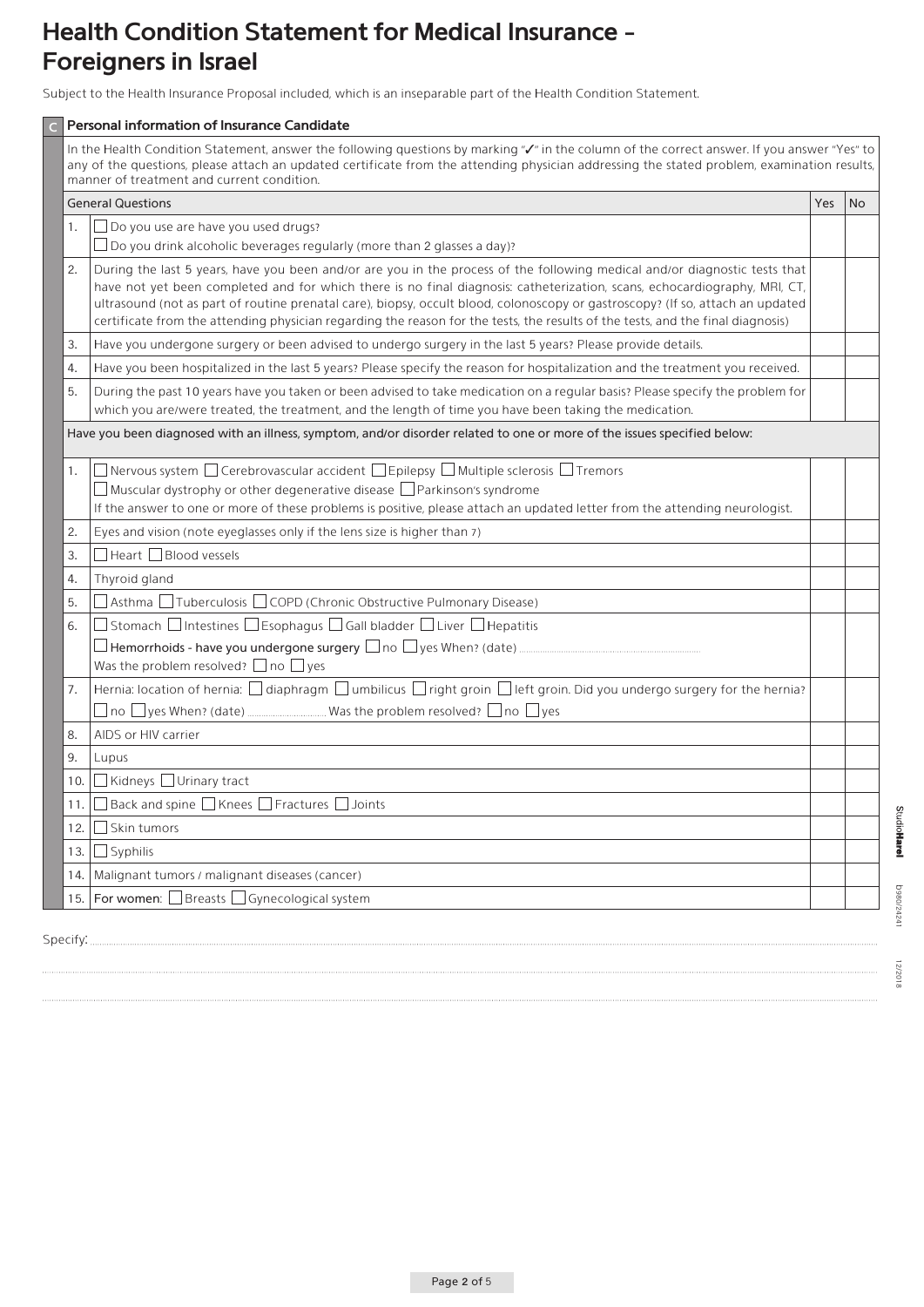# Health Condition Statement for Medical Insurance - Foreigners in Israel

Subject to the Health Insurance Proposal included, which is an inseparable part of the Health Condition Statement.

## C Personal information of Insurance Candidate

In the Health Condition Statement, answer the following questions by marking "✓" in the column of the correct answer. If you answer "Yes" to any of the questions, please attach an updated certificate from the attending physician addressing the stated problem, examination results, manner of treatment and current condition.

| | General Questions | Yes | No |
|---|---|---|---|
| 1. | ☐ Do you use are have you used drugs?<br>☐ Do you drink alcoholic beverages regularly (more than 2 glasses a day)? | | |
| 2. | During the last 5 years, have you been and/or are you in the process of the following medical and/or diagnostic tests that have not yet been completed and for which there is no final diagnosis: catheterization, scans, echocardiography, MRI, CT, ultrasound (not as part of routine prenatal care), biopsy, occult blood, colonoscopy or gastroscopy? (If so, attach an updated certificate from the attending physician regarding the reason for the tests, the results of the tests, and the final diagnosis) | | |
| 3. | Have you undergone surgery or been advised to undergo surgery in the last 5 years? Please provide details. | | |
| 4. | Have you been hospitalized in the last 5 years? Please specify the reason for hospitalization and the treatment you received. | | |
| 5. | During the past 10 years have you taken or been advised to take medication on a regular basis? Please specify the problem for which you are/were treated, the treatment, and the length of time you have been taking the medication. | | |
| | **Have you been diagnosed with an illness, symptom, and/or disorder related to one or more of the issues specified below:** | | |
| 1. | ☐ Nervous system ☐ Cerebrovascular accident ☐ Epilepsy ☐ Multiple sclerosis ☐ Tremors<br>☐ Muscular dystrophy or other degenerative disease ☐ Parkinson's syndrome<br>If the answer to one or more of these problems is positive, please attach an updated letter from the attending neurologist. | | |
| 2. | Eyes and vision (note eyeglasses only if the lens size is higher than 7) | | |
| 3. | ☐ Heart ☐ Blood vessels | | |
| 4. | Thyroid gland | | |
| 5. | ☐ Asthma ☐ Tuberculosis ☐ COPD (Chronic Obstructive Pulmonary Disease) | | |
| 6. | ☐ Stomach ☐ Intestines ☐ Esophagus ☐ Gall bladder ☐ Liver ☐ Hepatitis<br>☐ **Hemorrhoids - have you undergone surgery** ☐ no ☐ yes When? (date) ..........<br>Was the problem resolved? ☐ no ☐ yes | | |
| 7. | Hernia: location of hernia: ☐ diaphragm ☐ umbilicus ☐ right groin ☐ left groin. Did you undergo surgery for the hernia?<br>☐ no ☐ yes When? (date) .......... Was the problem resolved? ☐ no ☐ yes | | |
| 8. | AIDS or HIV carrier | | |
| 9. | Lupus | | |
| 10. | ☐ Kidneys ☐ Urinary tract | | |
| 11. | ☐ Back and spine ☐ Knees ☐ Fractures ☐ Joints | | |
| 12. | ☐ Skin tumors | | |
| 13. | ☐ Syphilis | | |
| 14. | Malignant tumors / malignant diseases (cancer) | | |
| 15. | **For women:** ☐ Breasts ☐ Gynecological system | | |

Specify: ..........

..........

..........

StudioHarel b980/24241 12/2018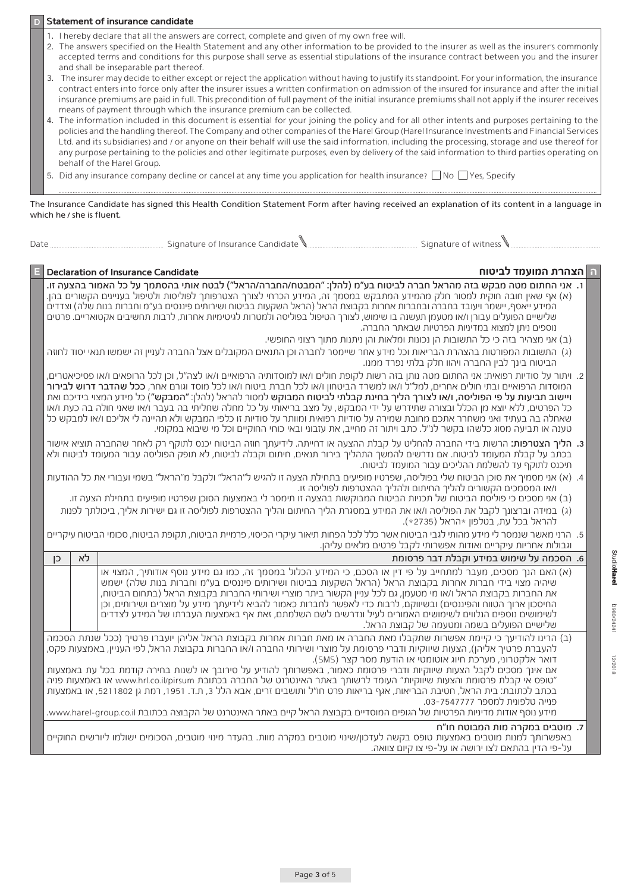## D Statement of insurance candidate

1. I hereby declare that all the answers are correct, complete and given of my own free will.
2. The answers specified on the Health Statement and any other information to be provided to the insurer as well as the insurer's commonly accepted terms and conditions for this purpose shall serve as essential stipulations of the insurance contract between you and the insurer and shall be inseparable part thereof.
3. The insurer may decide to either except or reject the application without having to justify its standpoint. For your information, the insurance contract enters into force only after the insurer issues a written confirmation on admission of the insured for insurance and after the initial insurance premiums are paid in full. This precondition of full payment of the initial insurance premiums shall not apply if the insurer receives means of payment through which the insurance premium can be collected.
4. The information included in this document is essential for your joining the policy and for all other intents and purposes pertaining to the policies and the handling thereof. The Company and other companies of the Harel Group (Harel Insurance Investments and Financial Services Ltd. and its subsidiaries) and / or anyone on their behalf will use the said information, including the processing, storage and use thereof for any purpose pertaining to the policies and other legitimate purposes, even by delivery of the said information to third parties operating on behalf of the Harel Group.
5. Did any insurance company decline or cancel at any time you application for health insurance? ☐ No ☐ Yes, Specify

.............................................................................................................

The Insurance Candidate has signed this Health Condition Statement Form after having received an explanation of its content in a language in which he / she is fluent.

Date .................. Signature of Insurance Candidate .................. Signature of witness ..................

## E Declaration of Insurance Candidate / ה הצהרת המועמד לביטוח

1. אני החתום מטה מבקש בזה מהראל חברה לביטוח בע"מ (להלן: "המבטח/החברה/הראל") לבטח אותי בהסתמך על כל האמור בהצעה זו.
(א) אף שאין חובה חוקית למסור חלק מהמידע המתבקש במסמך זה, המידע הכרחי לצורך הצטרפותך לפוליסות ולטיפול בעניינים הקשורים בהן. המידע ייאסף, יישמר ויעובד בחברה ובחברות אחרות בקבוצת הראל (הראל השקעות בביטוח ושירותים פיננסים בע"מ וחברות בנות שלה) וצדדים שלישיים הפועלים עבורן ו/או מטעמן תעשנה בו שימוש, לצורך הטיפול בפוליסה ולמטרות לגיטימיות אחרות, לרבות תחשיבים אקטואריים. פרטים נוספים ניתן למצוא במדיניות הפרטיות שבאתר החברה.
(ב) אני מצהיר בזה כי כל התשובות הן נכונות ומלאות והן ניתנות מתוך רצוני החופשי.
(ג) התשובות המפורטות בהצהרת הבריאות וכל מידע אחר שיימסר לחברה וכן התנאים המקובלים אצל החברה לעניין זה ישמשו תנאי יסוד לחוזה הביטוח בינך לבין החברה ויהוו חלק בלתי נפרד ממנו.

2. ויתור על סודיות רפואית: אני החתום מטה נותן בזה רשות לקופת חולים ו/או למוסדותיה הרפואיים ו/או לצה"ל, וכן לכל הרופאים ו/או פסיכיאטרים, המוסדות הרפואיים ובתי חולים אחרים, למל"ל ו/או למשרד הבטחון ו/או לכל חברת ביטוח ו/או לכל מוסד וגורם אחר, **ככל שהדבר דרוש לבירור ויישוב תביעות על פי הפוליסה, ו/או לצורך הליך בחינת קבלתי לביטוח המבוקש** למסור להראל (להלן: **"המבקש"**) כל מידע המצוי בידיכם ואת כל הפרטים, ללא יוצא מן הכלל ובצורה שתידרש על ידי המבקש, על מצב בריאותי ועל כל מחלה שחליתי בה בעבר ו/או שאני חולה בה כעת ו/או שאחלה בה בעתיד ואני משחרר אתכם מחובת שמירה על סודיות רפואית ומוותר על סודיות זו כלפי המבקש ולא תהיינה לי אליכם ו/או למבקש כל טענה או תביעה מסוג כלשהו בקשר לנ"ל. כתב ויתור זה מחייב, את עזבוני ובאי כוחי החוקיים וכל מי שיבוא במקומי.

3. **הליך הצטרפות:** הרשות בידי החברה להחליט על קבלת ההצעה או דחייתה. לידיעתך חוזה הביטוח יכנס לתוקף רק לאחר שהחברה תוציא אישור בכתב על קבלת המועמד לביטוח. אם נדרשים להשמיך התהליך בירור תנאים, חיתום וקבלה לביטוח, לא תופק הפוליסה עבור המועמד לביטוח ולא תיכנס לתוקף עד להשלמת התהליכים עבור המועמד לביטוח.

4. (א) אני מסמיך את סוכן הביטוח שלי בפוליסה, שפרטיו מופיעים בתחילת הצעה זו להגיש ל"הראל" ולקבל מ"הראל" בשמי ועבורי את כל ההודעות ו/או המסמכים הקשורים להליך החיתום ולהליך ההצטרפות לפוליסה זו.
(ב) אני מסכים כי פוליסת הביטוח של תכניות הביטוח המבוקשות בהצעה זו תימסר לי באמצעות הסוכן שפרטיו מופיעים בתחילת הצעה זו.
(ג) במידה וברצונך לקבל את הפוליסה ו/או את המידע במסגרת הליך החיתום והליך ההצטרפות לפוליסה זו גם ישירות אליך, ביכולתך לפנות להראל בכל עת, בטלפון ‎*הראל (2735*).

5. הרני מאשר שנמסר לי מידע מהותי לגבי הביטוח אשר כלל לכל הפחות תיאור עיקרי הכיסוי, פרמיית הביטוח, תקופת הביטוח, סכומי הביטוח עיקריים וגבולות אחריות עיקריים ואודות אפשרותי לקבל פרטים מלאים עליהן.

| כן | לא | 6. הסכמה על שימוש במידע וקבלת דבר פרסומת |
|---|---|---|
| | | (א) האם הנך מסכים, מעבר למתחייב על פי דין או הסכם, כי המידע הכלול במסמך זה, כמו גם מידע נוסף אודותיך, המצוי או שיהיה מצוי בידי חברות אחרות בקבוצת הראל (הראל השקעות בביטוח ושירותים פיננסים בע"מ וחברות בנות שלה) ישמש את החברות בקבוצת הראל ו/או מי מטעמן, גם לכל עניין הקשור ביתר מוצרי ושירותי החברות בקבוצת הראל (בתחום הביטוח, החיסכון ארוך הטווח והפיננסים) ובשיווקם, לרבות כדי לאפשר לחברות כאמור להביא לידיעתך מידע על מוצרים ושירותים, וכן לשימושים נוספים הנלווים לשימושים האמורים לעיל ונדרשים לשם השלמתם, זאת אף באמצעות העברתו של המידע לצדדים שלישיים הפועלים בשמה ומטעמה של קבוצת הראל. |

(ב) הרינו להודיעך כי קיימת אפשרות שתקבלו מאת החברה או מאת חברות אחרות בקבוצת הראל אליהן יועברו פרטיך (ככל שנתת הסכמה להעברת פרטיך אליהן), הצעות שיווקיות ודברי פרסומת על מוצרי ושירותי החברה ו/או החברות בקבוצת הראל, לפי העניין, באמצעות פקס, דואר אלקטרוני, מערכת חיוג אוטומטי או הודעת מסר קצר (SMS).
אם אינך מסכים לקבל הצעות שיווקיות ודברי פרסומת כאמור, באפשרותך להודיע על סירובך או לשנות בחירה קודמת בכל עת באמצעות "טופס אי קבלת פרסומת והצעות שיווקיות" העומד לרשותך באתר האינטרנט של החברה בכתובת www.hrl.co.il/pirsum או באמצעות פניה בכתב לכתובת: בית הראל, חטיבת הבריאות, אגף בריאות פרט חו"ל ותושבים זרים, אבא הלל 3, ת.ד. 1951, רמת גן 5211802, או באמצעות פנייה טלפונית למספר 03-7547777.
מידע נוסף אודות מדיניות הפרטיות של הגופים המוסדיים בקבוצת הראל קיים באתר האינטרנט של הקבוצה בכתובת www.harel-group.co.il.

7. מוטבים במקרה מות המבוטח חו"ח
באפשרותך למנות מוטבים באמצעות טופס בקשה לעדכון/שינוי מוטבים במקרה מוות. בהעדר מינוי מוטבים, הסכומים ישולמו ליורשים החוקיים על-פי הדין בהתאם לצו ירושה או על-פי צו קיום צוואה.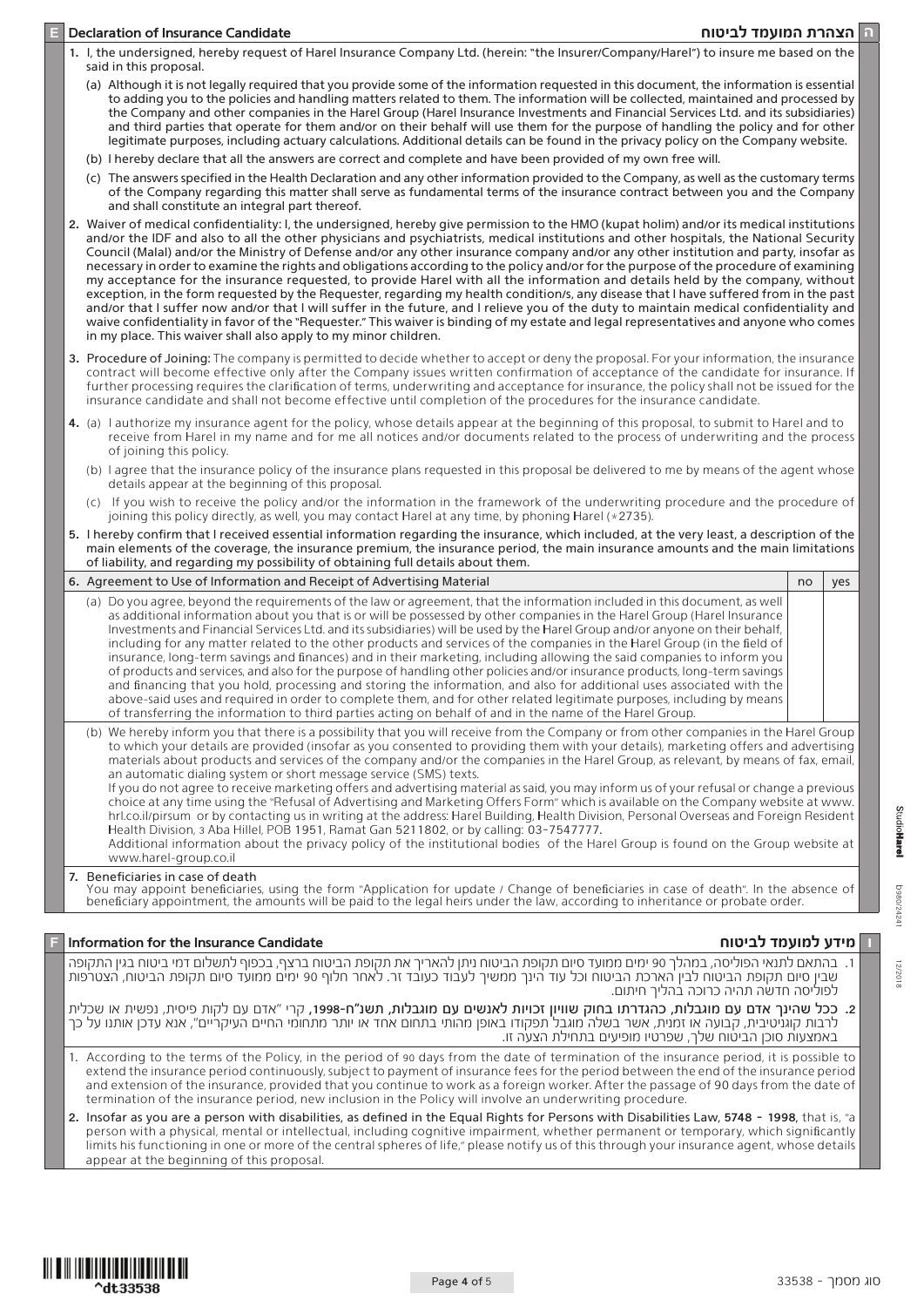## E Declaration of Insurance Candidate — ה הצהרת המועמד לביטוח

1. I, the undersigned, hereby request of Harel Insurance Company Ltd. (herein: "the Insurer/Company/Harel") to insure me based on the said in this proposal.
   (a) Although it is not legally required that you provide some of the information requested in this document, the information is essential to adding you to the policies and handling matters related to them. The information will be collected, maintained and processed by the Company and other companies in the Harel Group (Harel Insurance Investments and Financial Services Ltd. and its subsidiaries) and third parties that operate for them and/or on their behalf will use them for the purpose of handling the policy and for other legitimate purposes, including actuary calculations. Additional details can be found in the privacy policy on the Company website.
   (b) I hereby declare that all the answers are correct and complete and have been provided of my own free will.
   (c) The answers specified in the Health Declaration and any other information provided to the Company, as well as the customary terms of the Company regarding this matter shall serve as fundamental terms of the insurance contract between you and the Company and shall constitute an integral part thereof.
2. Waiver of medical confidentiality: I, the undersigned, hereby give permission to the HMO (kupat holim) and/or its medical institutions and/or the IDF and also to all the other physicians and psychiatrists, medical institutions and other hospitals, the National Security Council (Malal) and/or the Ministry of Defense and/or any other insurance company and/or any other institution and party, insofar as necessary in order to examine the rights and obligations according to the policy and/or for the purpose of the procedure of examining my acceptance for the insurance requested, to provide Harel with all the information and details held by the company, without exception, in the form requested by the Requester, regarding my health condition/s, any disease that I have suffered from in the past and/or that I suffer now and/or that I will suffer in the future, and I relieve you of the duty to maintain medical confidentiality and waive confidentiality in favor of the "Requester." This waiver is binding of my estate and legal representatives and anyone who comes in my place. This waiver shall also apply to my minor children.
3. Procedure of Joining: The company is permitted to decide whether to accept or deny the proposal. For your information, the insurance contract will become effective only after the Company issues written confirmation of acceptance of the candidate for insurance. If further processing requires the clarification of terms, underwriting and acceptance for insurance, the policy shall not be issued for the insurance candidate and shall not become effective until completion of the procedures for the insurance candidate.
4. (a) I authorize my insurance agent for the policy, whose details appear at the beginning of this proposal, to submit to Harel and to receive from Harel in my name and for me all notices and/or documents related to the process of underwriting and the process of joining this policy.
   (b) I agree that the insurance policy of the insurance plans requested in this proposal be delivered to me by means of the agent whose details appear at the beginning of this proposal.
   (c) If you wish to receive the policy and/or the information in the framework of the underwriting procedure and the procedure of joining this policy directly, as well, you may contact Harel at any time, by phoning Harel (*2735).
5. I hereby confirm that I received essential information regarding the insurance, which included, at the very least, a description of the main elements of the coverage, the insurance premium, the insurance period, the main insurance amounts and the main limitations of liability, and regarding my possibility of obtaining full details about them.

| 6. Agreement to Use of Information and Receipt of Advertising Material | no | yes |
|---|---|---|
| (a) Do you agree, beyond the requirements of the law or agreement, that the information included in this document, as well as additional information about you that is or will be possessed by other companies in the Harel Group (Harel Insurance Investments and Financial Services Ltd. and its subsidiaries) will be used by the Harel Group and/or anyone on their behalf, including for any matter related to the other products and services of the companies in the Harel Group (in the field of insurance, long-term savings and finances) and in their marketing, including allowing the said companies to inform you of products and services, and also for the purpose of handling other policies and/or insurance products, long-term savings and financing that you hold, processing and storing the information, and also for additional uses associated with the above-said uses and required in order to complete them, and for other related legitimate purposes, including by means of transferring the information to third parties acting on behalf of and in the name of the Harel Group. | | |

(b) We hereby inform you that there is a possibility that you will receive from the Company or from other companies in the Harel Group to which your details are provided (insofar as you consented to providing them with your details), marketing offers and advertising materials about products and services of the company and/or the companies in the Harel Group, as relevant, by means of fax, email, an automatic dialing system or short message service (SMS) texts.
If you do not agree to receive marketing offers and advertising material as said, you may inform us of your refusal or change a previous choice at any time using the "Refusal of Advertising and Marketing Offers Form" which is available on the Company website at www.hrl.co.il/pirsum or by contacting us in writing at the address: Harel Building, Health Division, Personal Overseas and Foreign Resident Health Division, 3 Aba Hillel, POB 1951, Ramat Gan 5211802, or by calling: 03-7547777.
Additional information about the privacy policy of the institutional bodies of the Harel Group is found on the Group website at www.harel-group.co.il

7. Beneficiaries in case of death
You may appoint beneficiaries, using the form "Application for update / Change of beneficiaries in case of death". In the absence of beneficiary appointment, the amounts will be paid to the legal heirs under the law, according to inheritance or probate order.

## F Information for the Insurance Candidate — ו מידע למועמד לביטוח

1. בהתאם לתנאי הפוליסה, במהלך 90 ימים ממועד סיום תקופת הביטוח ניתן להאריך את תקופת הביטוח ברצף, בכפוף לתשלום דמי ביטוח בגין התקופה שבין סיום תקופת הביטוח לבין הארכת הביטוח וכל עוד הינך ממשיך לעבוד כעובד זר. לאחר חלוף 90 ימים ממועד סיום תקופת הביטוח, הצטרפות לפוליסה חדשה תהיה כרוכה בהליך חיתום.
2. **ככל שהינך אדם עם מוגבלות, כהגדרתו בחוק שוויון זכויות לאנשים עם מוגבלות, תשנ"ח-1998**, קרי "אדם עם לקות פיסית, נפשית או שכלית לרבות קוגניטיבית, קבועה או זמנית, אשר בשלה מוגבל תפקודו באופן מהותי בתחום אחד או יותר מתחומי החיים העיקריים", אנא עדכן אותנו על כך באמצעות סוכן הביטוח שלך, שפרטיו מופיעים בתחילת הצעה זו.

1. According to the terms of the Policy, in the period of 90 days from the date of termination of the insurance period, it is possible to extend the insurance period continuously, subject to payment of insurance fees for the period between the end of the insurance period and extension of the insurance, provided that you continue to work as a foreign worker. After the passage of 90 days from the date of termination of the insurance period, new inclusion in the Policy will involve an underwriting procedure.
2. Insofar as you are a person with disabilities, as defined in the Equal Rights for Persons with Disabilities Law, 5748 - 1998, that is, "a person with a physical, mental or intellectual, including cognitive impairment, whether permanent or temporary, which significantly limits his functioning in one or more of the central spheres of life," please notify us of this through your insurance agent, whose details appear at the beginning of this proposal.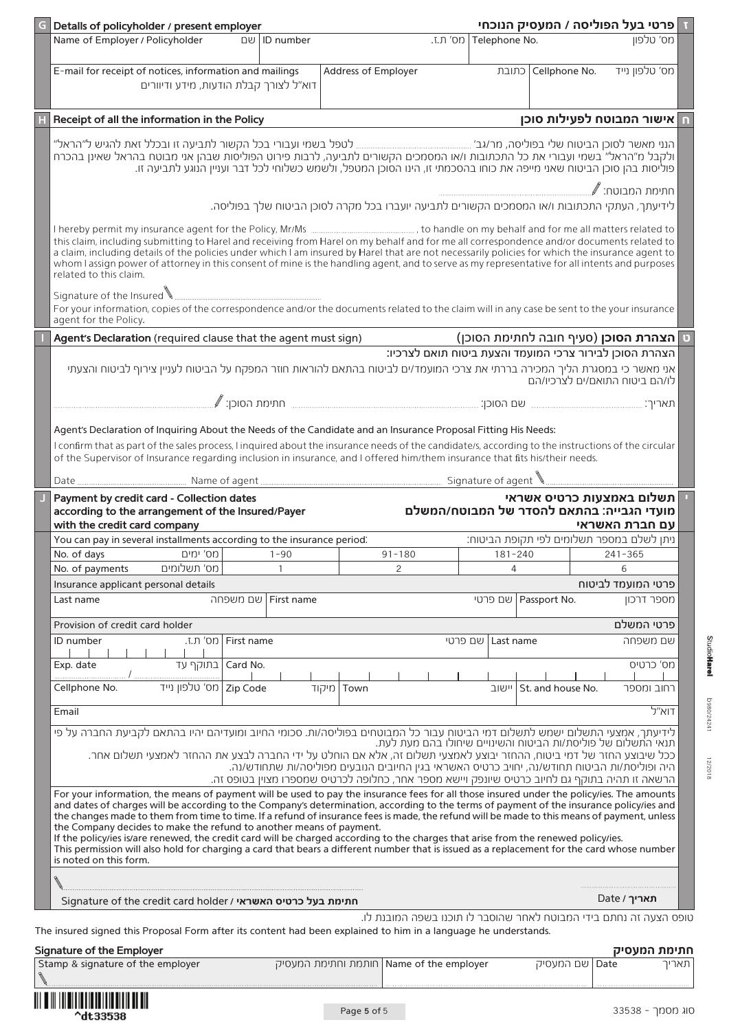## G Details of policyholder / present employer — פרטי בעל הפוליסה / המעסיק הנוכחי ז

| Name of Employer / Policyholder שם | ID number מס' ת.ז. | Telephone No. מס' טלפון |
|---|---|---|
| | | |

| E-mail for receipt of notices, information and mailings דוא"ל לצורך קבלת הודעות, מידע ודיוורים | Address of Employer כתובת | Cellphone No. מס' טלפון נייד |
|---|---|---|
| | | |

## H Receipt of all the information in the Policy — אישור המבוטח לפעילות סוכן ח

הנני מאשר לסוכן הביטוח שלי בפוליסה, מר/גב' ................................ לטפל בשמי ועבורי בכל הקשור לתביעה זו ובכלל זאת להגיש ל"הראל" ולקבל מ"הראל" בשמי ועבורי את כל התכתובות ו/או המסמכים הקשורים לתביעה, לרבות פירוט הפוליסות שבהן אני מבוטח בהראל שאינן בהכרח פוליסות בהן סוכן הביטוח שאני מייפה את כוחו בהסכמתי זו, הינו הסוכן המטפל, ולשמש כשלוחי לכל דבר ועניין הנוגע לתביעה זו.

חתימת המבוטח: ................................

לידיעתך, העתקי התכתובות ו/או המסמכים הקשורים לתביעה יועברו בכל מקרה לסוכן הביטוח שלך בפוליסה.

I hereby permit my insurance agent for the Policy, Mr/Ms ................................, to handle on my behalf and for me all matters related to this claim, including submitting to Harel and receiving from Harel on my behalf and for me all correspondence and/or documents related to a claim, including details of the policies under which I am insured by Harel that are not necessarily policies for which the insurance agent to whom I assign power of attorney in this consent of mine is the handling agent, and to serve as my representative for all intents and purposes related to this claim.

Signature of the Insured ................................

For your information, copies of the correspondence and/or the documents related to the claim will in any case be sent to the your insurance agent for the Policy.

## I Agent's Declaration (required clause that the agent must sign) — הצהרת הסוכן (סעיף חובה לחתימת הסוכן) ט

**הצהרת הסוכן לבירור צרכי המועמד והצעת ביטוח תואם לצרכיו:**

אני מאשר כי במסגרת הליך המכירה בררתי את צרכי המועמד/ים לביטוח בהתאם להוראות חוזר המפקח על הביטוח לעניין צירוף לביטוח והצעתי לו/הם ביטוח התואם/ים לצרכיו/הם

תאריך: ................ שם הסוכן: ................ חתימת הסוכן: ................

**Agent's Declaration of Inquiring About the Needs of the Candidate and an Insurance Proposal Fitting His Needs:**

I confirm that as part of the sales process, I inquired about the insurance needs of the candidate/s, according to the instructions of the circular of the Supervisor of Insurance regarding inclusion in insurance, and I offered him/them insurance that fits his/their needs.

Date ................ Name of agent ................ Signature of agent ................

## J Payment by credit card - Collection dates according to the arrangement of the Insured/Payer with the credit card company — תשלום באמצעות כרטיס אשראי מועדי הגבייה: בהתאם להסדר של המבוטח/המשלם עם חברת האשראי י

You can pay in several installments according to the insurance period: — ניתן לשלם במספר תשלומים לפי תקופת הביטוח:

| | 1-90 | 91-180 | 181-240 | 241-365 |
|---|---|---|---|---|
| No. of days מס' ימים | | | | |
| No. of payments מס' תשלומים | 1 | 2 | 4 | 6 |

**Insurance applicant personal details — פרטי המועמד לביטוח**

| Last name שם משפחה | First name שם פרטי | Passport No. מספר דרכון |
|---|---|---|
| | | |

**Provision of credit card holder — פרטי המשלם**

| ID number מס' ת.ז. | First name שם פרטי | Last name שם משפחה |
|---|---|---|
| | | |

| Exp. date בתוקף עד | Card No. מס' כרטיס |
|---|---|
| / | |

| Cellphone No. מס' טלפון נייד | Zip Code מיקוד | Town יישוב | St. and house No. רחוב ומספר |
|---|---|---|---|
| | | | |

Email דוא"ל

לידיעתך, אמצעי התשלום ישמש לתשלום דמי הביטוח עבור כל המבוטחים בפוליסה/ות. סכומי החיוב ומועדיהם יהיו בהתאם לקביעת החברה על פי תנאי התשלום של פוליסת/ות הביטוח והשינויים שיחולו בהם מעת לעת.
ככל שיבוצע החזר של דמי ביטוח, ההחזר יבוצע לאמצעי תשלום זה, אלא אם הוחלט על ידי החברה לבצע את ההחזר לאמצעי תשלום אחר.
היה ופוליסת/ות הביטוח תחודש/נה, יחויב כרטיס האשראי בגין החיובים הנובעים מפוליסה/ות שתחודש/נה.
הרשאה זו תהיה בתוקף גם לחיוב כרטיס שיונפק ויישא מספר אחר, כחלופה לכרטיס שמספרו מצוין בטופס זה.

For your information, the means of payment will be used to pay the insurance fees for all those insured under the policy/ies. The amounts and dates of charges will be according to the Company's determination, according to the terms of payment of the insurance policy/ies and the changes made to them from time to time. If a refund of insurance fees is made, the refund will be made to this means of payment, unless the Company decides to make the refund to another means of payment.
If the policy/ies is/are renewed, the credit card will be charged according to the charges that arise from the renewed policy/ies.
This permission will also hold for charging a card that bears a different number that is issued as a replacement for the card whose number is noted on this form.

Signature of the credit card holder / **חתימת בעל כרטיס האשראי** ................ Date / **תאריך** ................

טופס הצעה זה נחתם בידי המבוטח לאחר שהוסבר לו תוכנו בשפה המובנת לו.

The insured signed this Proposal Form after its content had been explained to him in a language he understands.

## Signature of the Employer — חתימת המעסיק

| Stamp & signature of the employer חותמת וחתימת המעסיק | Name of the employer שם המעסיק | Date תאריך |
|---|---|---|
| | | |

^dt33538

סוג מסמך - 33538